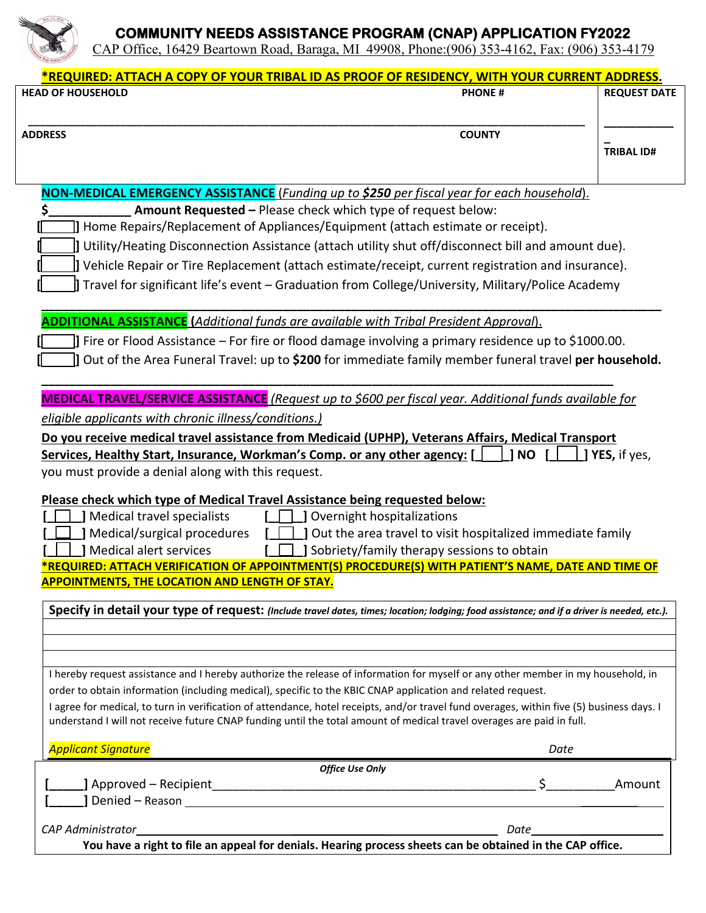# COMMUNITY NEEDS ASSISTANCE PROGRAM (CNAP) APPLICATION FY2022

CAP Office, 16429 Beartown Road, Baraga, MI 49908, Phone:(906) 353-4162, Fax: (906) 353-4179

**\*REQUIRED: ATTACH A COPY OF YOUR TRIBAL ID AS PROOF OF RESIDENCY, WITH YOUR CURRENT ADDRESS.**

| HEAD OF HOUSEHOLD | PHONE # | REQUEST DATE |
|---|---|---|
| ADDRESS | COUNTY | TRIBAL ID# |

**NON-MEDICAL EMERGENCY ASSISTANCE** (*Funding up to **$250** per fiscal year for each household*).

$____________ **Amount Requested –** Please check which type of request below:

[ ] Home Repairs/Replacement of Appliances/Equipment (attach estimate or receipt).
[ ] Utility/Heating Disconnection Assistance (attach utility shut off/disconnect bill and amount due).
[ ] Vehicle Repair or Tire Replacement (attach estimate/receipt, current registration and insurance).
[ ] Travel for significant life's event – Graduation from College/University, Military/Police Academy

**ADDITIONAL ASSISTANCE (***Additional funds are available with Tribal President Approval*).

[ ] Fire or Flood Assistance – For fire or flood damage involving a primary residence up to $1000.00.
[ ] Out of the Area Funeral Travel: up to **$200** for immediate family member funeral travel **per household.**

**MEDICAL TRAVEL/SERVICE ASSISTANCE** *(Request up to $600 per fiscal year. Additional funds available for eligible applicants with chronic illness/conditions.)*

**Do you receive medical travel assistance from Medicaid (UPHP), Veterans Affairs, Medical Transport Services, Healthy Start, Insurance, Workman's Comp. or any other agency: [ ] NO [ ] YES,** if yes, you must provide a denial along with this request.

**Please check which type of Medical Travel Assistance being requested below:**

| | |
|---|---|
| [ ] Medical travel specialists | [ ] Overnight hospitalizations |
| [ ] Medical/surgical procedures | [ ] Out the area travel to visit hospitalized immediate family |
| [ ] Medical alert services | [ ] Sobriety/family therapy sessions to obtain |

**\*REQUIRED: ATTACH VERIFICATION OF APPOINTMENT(S) PROCEDURE(S) WITH PATIENT'S NAME, DATE AND TIME OF APPOINTMENTS, THE LOCATION AND LENGTH OF STAY.**

**Specify in detail your type of request:** ***(Include travel dates, times; location; lodging; food assistance; and if a driver is needed, etc.).***

I hereby request assistance and I hereby authorize the release of information for myself or any other member in my household, in order to obtain information (including medical), specific to the KBIC CNAP application and related request.

I agree for medical, to turn in verification of attendance, hotel receipts, and/or travel fund overages, within five (5) business days. I understand I will not receive future CNAP funding until the total amount of medical travel overages are paid in full.

*Applicant Signature* *Date*

*Office Use Only*

[_____] Approved – Recipient_______________________________________________ $__________ Amount
[_____] Denied – Reason

*CAP Administrator*_______________________________________________ *Date*______________

**You have a right to file an appeal for denials. Hearing process sheets can be obtained in the CAP office.**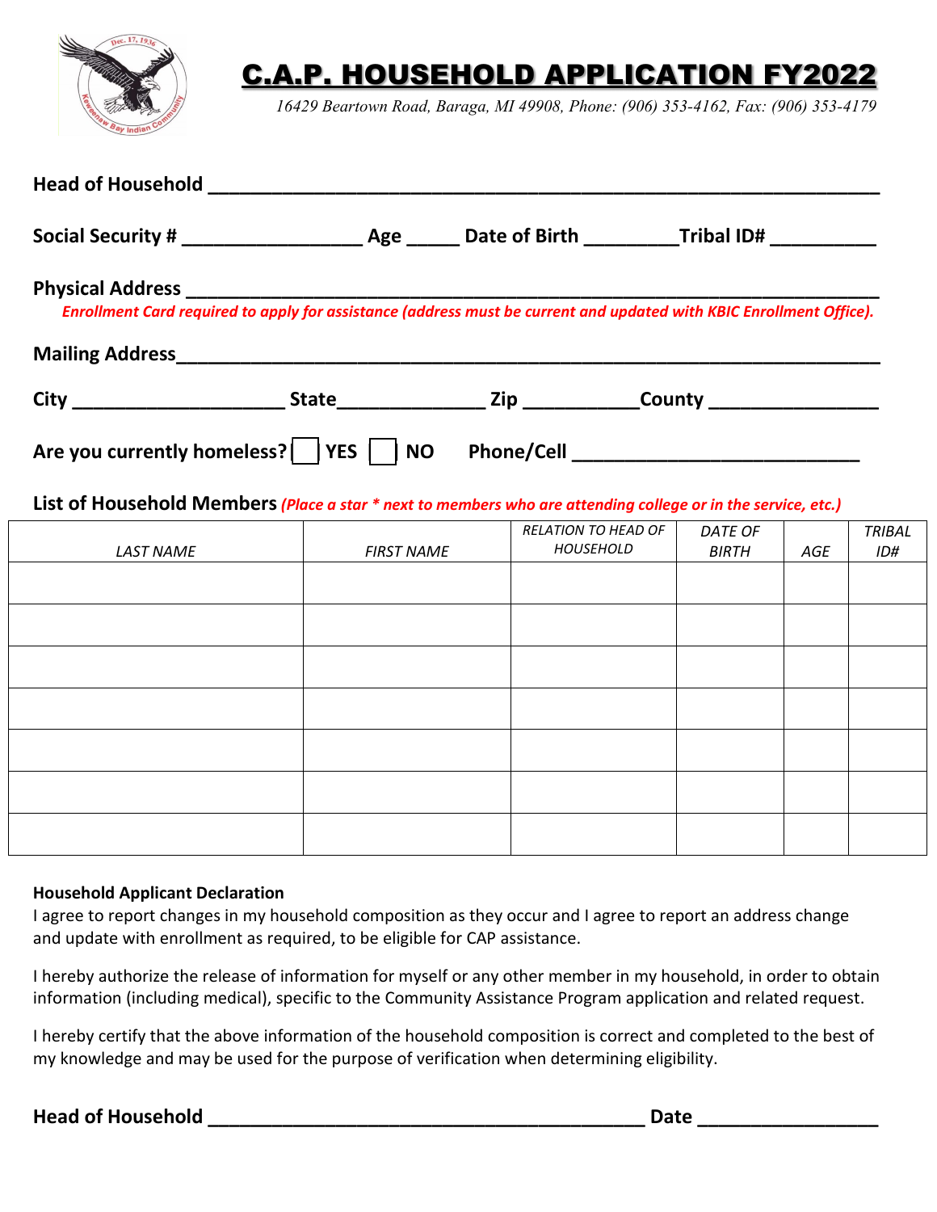# C.A.P. HOUSEHOLD APPLICATION FY2022

*16429 Beartown Road, Baraga, MI 49908, Phone: (906) 353-4162, Fax: (906) 353-4179*

**Head of Household** ___________________________________________________________

**Social Security #** _________________ **Age** _____ **Date of Birth** _________ **Tribal ID#** __________

**Physical Address** ___________________________________________________________

***Enrollment Card required to apply for assistance (address must be current and updated with KBIC Enrollment Office).***

**Mailing Address** ___________________________________________________________

**City** ____________________ **State** ______________ **Zip** ___________ **County** ________________

**Are you currently homeless?** ☐ **YES** ☐ **NO** **Phone/Cell** ___________________________

**List of Household Members** ***(Place a star * next to members who are attending college or in the service, etc.)***

| *LAST NAME* | *FIRST NAME* | *RELATION TO HEAD OF HOUSEHOLD* | *DATE OF BIRTH* | *AGE* | *TRIBAL ID#* |
|---|---|---|---|---|---|
| | | | | | |
| | | | | | |
| | | | | | |
| | | | | | |
| | | | | | |
| | | | | | |
| | | | | | |

**Household Applicant Declaration**

I agree to report changes in my household composition as they occur and I agree to report an address change and update with enrollment as required, to be eligible for CAP assistance.

I hereby authorize the release of information for myself or any other member in my household, in order to obtain information (including medical), specific to the Community Assistance Program application and related request.

I hereby certify that the above information of the household composition is correct and completed to the best of my knowledge and may be used for the purpose of verification when determining eligibility.

**Head of Household** ___________________________________________ **Date** _________________